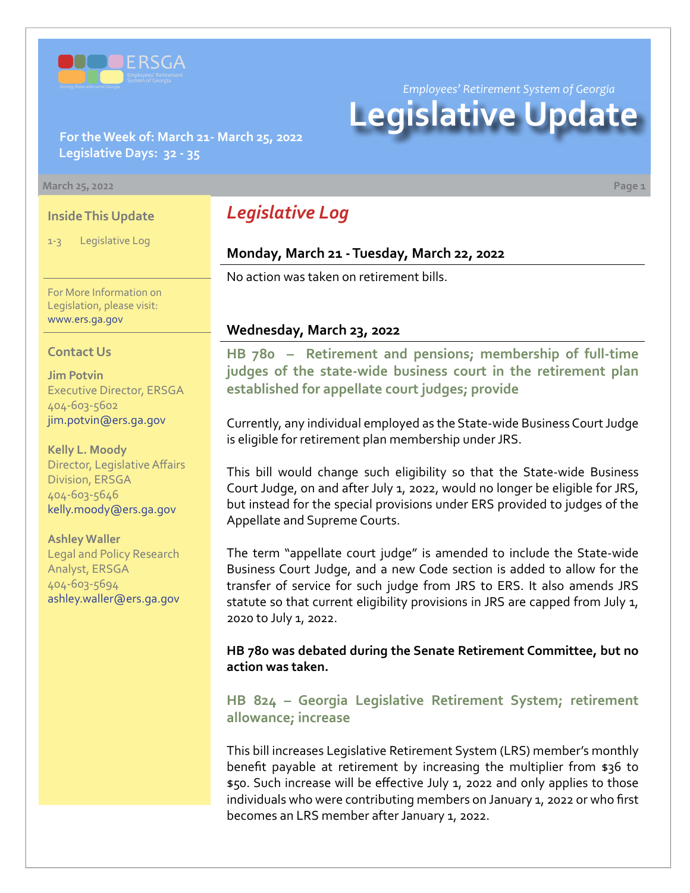ERSGA

Employees' Retirement System of Georgia

*Employees' Retirement System of Georgia*

# Legislative Update

**For the Week of: March 21- March 25, 2022**
**Legislative Days: 32 - 35**

March 25, 2022

### Inside This Update

1-3 Legislative Log

For More Information on Legislation, please visit: www.ers.ga.gov

### Contact Us

**Jim Potvin**
Executive Director, ERSGA
404-603-5602
jim.potvin@ers.ga.gov

**Kelly L. Moody**
Director, Legislative Affairs Division, ERSGA
404-603-5646
kelly.moody@ers.ga.gov

**Ashley Waller**
Legal and Policy Research Analyst, ERSGA
404-603-5694
ashley.waller@ers.ga.gov

## *Legislative Log*

### Monday, March 21 - Tuesday, March 22, 2022

No action was taken on retirement bills.

### Wednesday, March 23, 2022

#### HB 780 – Retirement and pensions; membership of full-time judges of the state-wide business court in the retirement plan established for appellate court judges; provide

Currently, any individual employed as the State-wide Business Court Judge is eligible for retirement plan membership under JRS.

This bill would change such eligibility so that the State-wide Business Court Judge, on and after July 1, 2022, would no longer be eligible for JRS, but instead for the special provisions under ERS provided to judges of the Appellate and Supreme Courts.

The term "appellate court judge" is amended to include the State-wide Business Court Judge, and a new Code section is added to allow for the transfer of service for such judge from JRS to ERS. It also amends JRS statute so that current eligibility provisions in JRS are capped from July 1, 2020 to July 1, 2022.

**HB 780 was debated during the Senate Retirement Committee, but no action was taken.**

#### HB 824 – Georgia Legislative Retirement System; retirement allowance; increase

This bill increases Legislative Retirement System (LRS) member's monthly benefit payable at retirement by increasing the multiplier from $36 to $50. Such increase will be effective July 1, 2022 and only applies to those individuals who were contributing members on January 1, 2022 or who first becomes an LRS member after January 1, 2022.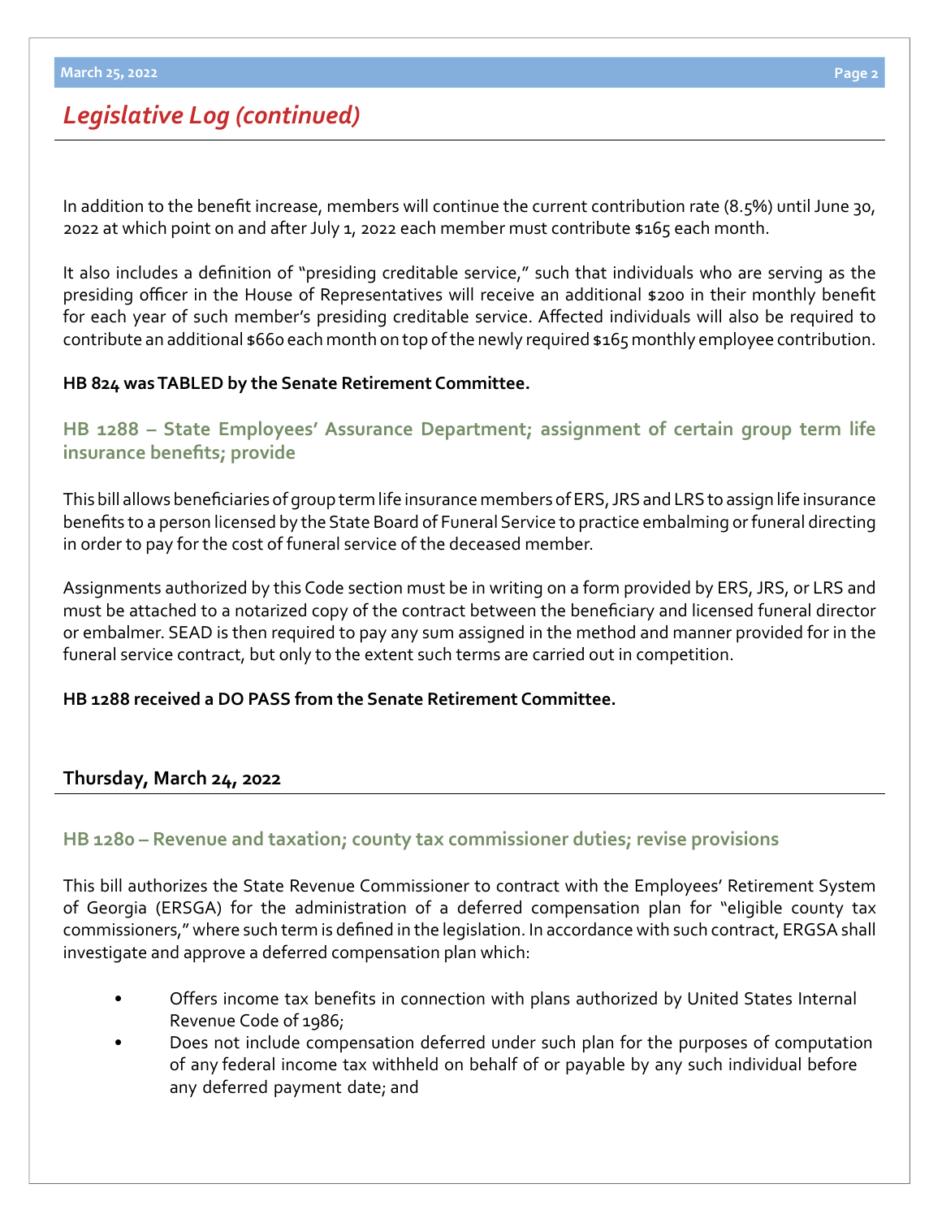## *Legislative Log (continued)*

In addition to the benefit increase, members will continue the current contribution rate (8.5%) until June 30, 2022 at which point on and after July 1, 2022 each member must contribute $165 each month.

It also includes a definition of "presiding creditable service," such that individuals who are serving as the presiding officer in the House of Representatives will receive an additional $200 in their monthly benefit for each year of such member's presiding creditable service. Affected individuals will also be required to contribute an additional $660 each month on top of the newly required $165 monthly employee contribution.

**HB 824 was TABLED by the Senate Retirement Committee.**

### HB 1288 – State Employees' Assurance Department; assignment of certain group term life insurance benefits; provide

This bill allows beneficiaries of group term life insurance members of ERS, JRS and LRS to assign life insurance benefits to a person licensed by the State Board of Funeral Service to practice embalming or funeral directing in order to pay for the cost of funeral service of the deceased member.

Assignments authorized by this Code section must be in writing on a form provided by ERS, JRS, or LRS and must be attached to a notarized copy of the contract between the beneficiary and licensed funeral director or embalmer. SEAD is then required to pay any sum assigned in the method and manner provided for in the funeral service contract, but only to the extent such terms are carried out in competition.

**HB 1288 received a DO PASS from the Senate Retirement Committee.**

**Thursday, March 24, 2022**

### HB 1280 – Revenue and taxation; county tax commissioner duties; revise provisions

This bill authorizes the State Revenue Commissioner to contract with the Employees' Retirement System of Georgia (ERSGA) for the administration of a deferred compensation plan for "eligible county tax commissioners," where such term is defined in the legislation. In accordance with such contract, ERGSA shall investigate and approve a deferred compensation plan which:

- Offers income tax benefits in connection with plans authorized by United States Internal Revenue Code of 1986;
- Does not include compensation deferred under such plan for the purposes of computation of any federal income tax withheld on behalf of or payable by any such individual before any deferred payment date; and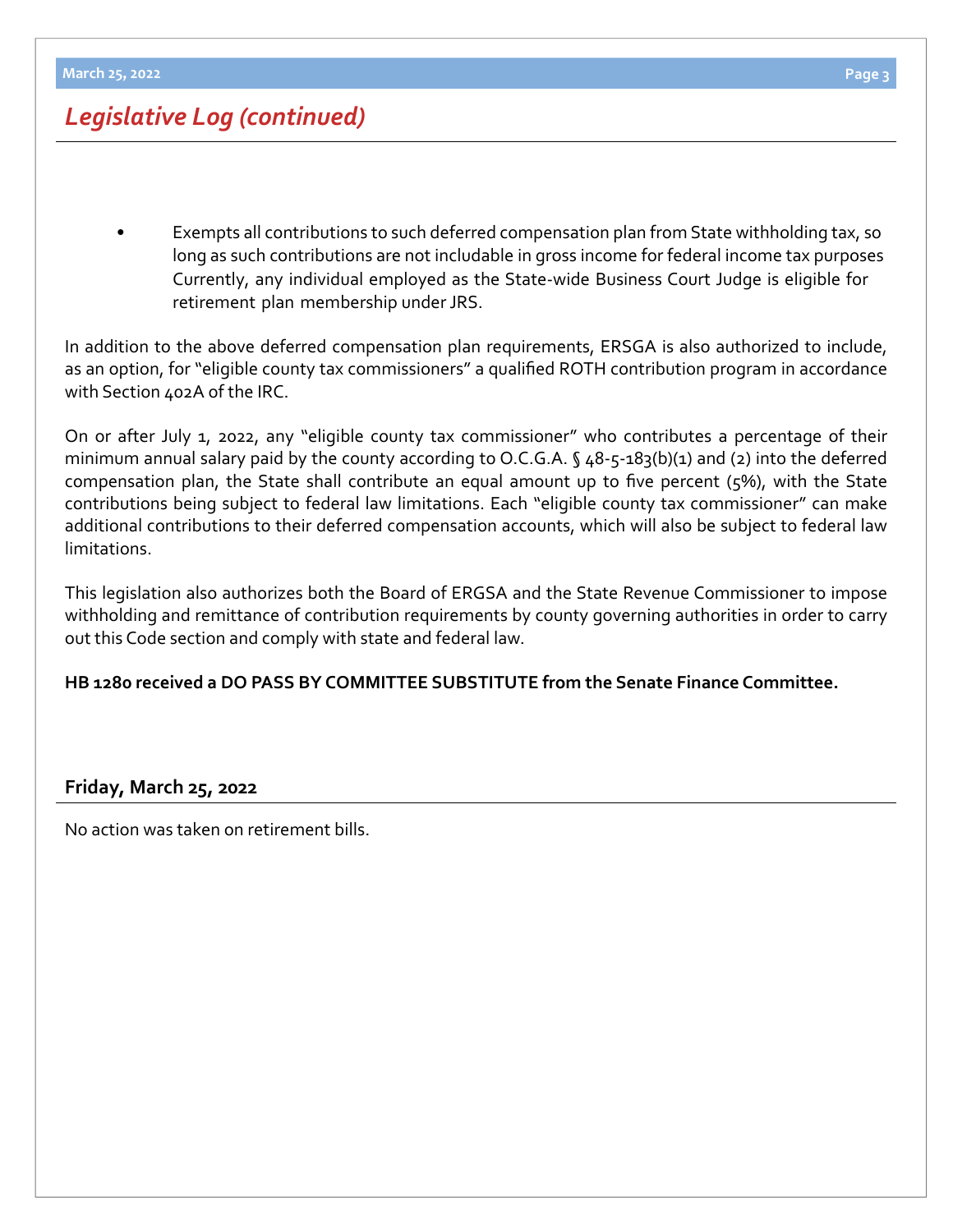## *Legislative Log (continued)*

- Exempts all contributions to such deferred compensation plan from State withholding tax, so long as such contributions are not includable in gross income for federal income tax purposes Currently, any individual employed as the State-wide Business Court Judge is eligible for retirement plan membership under JRS.

In addition to the above deferred compensation plan requirements, ERSGA is also authorized to include, as an option, for "eligible county tax commissioners" a qualified ROTH contribution program in accordance with Section 402A of the IRC.

On or after July 1, 2022, any "eligible county tax commissioner" who contributes a percentage of their minimum annual salary paid by the county according to O.C.G.A. § 48-5-183(b)(1) and (2) into the deferred compensation plan, the State shall contribute an equal amount up to five percent (5%), with the State contributions being subject to federal law limitations. Each "eligible county tax commissioner" can make additional contributions to their deferred compensation accounts, which will also be subject to federal law limitations.

This legislation also authorizes both the Board of ERGSA and the State Revenue Commissioner to impose withholding and remittance of contribution requirements by county governing authorities in order to carry out this Code section and comply with state and federal law.

**HB 1280 received a DO PASS BY COMMITTEE SUBSTITUTE from the Senate Finance Committee.**

### Friday, March 25, 2022

No action was taken on retirement bills.